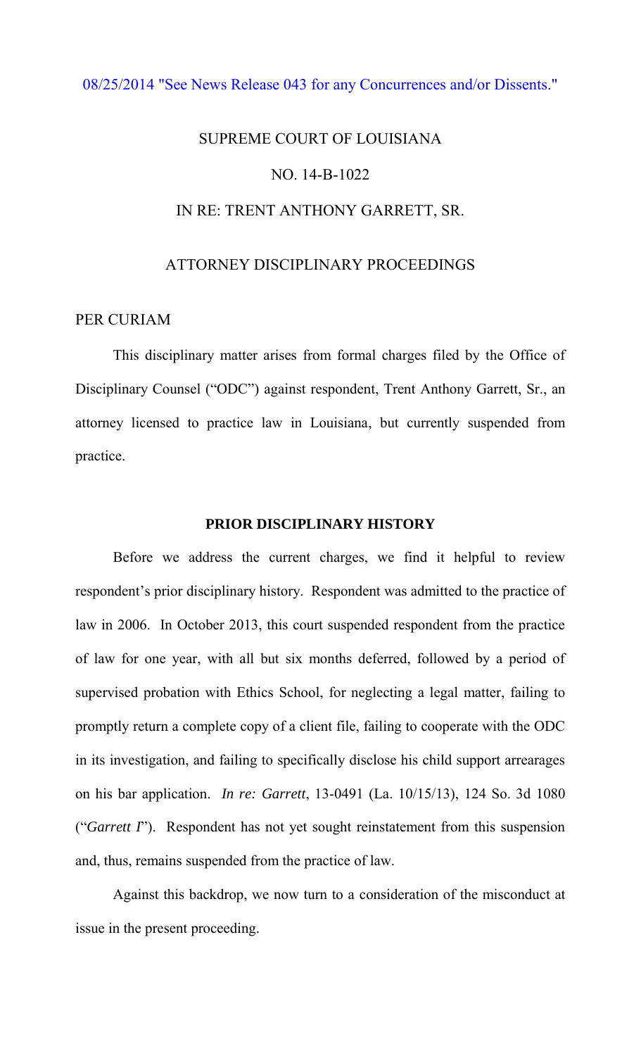08/25/2014 "See News Release 043 for any Concurrences and/or Dissents."

SUPREME COURT OF LOUISIANA

NO. 14-B-1022

IN RE: TRENT ANTHONY GARRETT, SR.

ATTORNEY DISCIPLINARY PROCEEDINGS

PER CURIAM

This disciplinary matter arises from formal charges filed by the Office of Disciplinary Counsel ("ODC") against respondent, Trent Anthony Garrett, Sr., an attorney licensed to practice law in Louisiana, but currently suspended from practice.

**PRIOR DISCIPLINARY HISTORY**

Before we address the current charges, we find it helpful to review respondent's prior disciplinary history. Respondent was admitted to the practice of law in 2006. In October 2013, this court suspended respondent from the practice of law for one year, with all but six months deferred, followed by a period of supervised probation with Ethics School, for neglecting a legal matter, failing to promptly return a complete copy of a client file, failing to cooperate with the ODC in its investigation, and failing to specifically disclose his child support arrearages on his bar application. *In re: Garrett*, 13-0491 (La. 10/15/13), 124 So. 3d 1080 ("*Garrett I*"). Respondent has not yet sought reinstatement from this suspension and, thus, remains suspended from the practice of law.

Against this backdrop, we now turn to a consideration of the misconduct at issue in the present proceeding.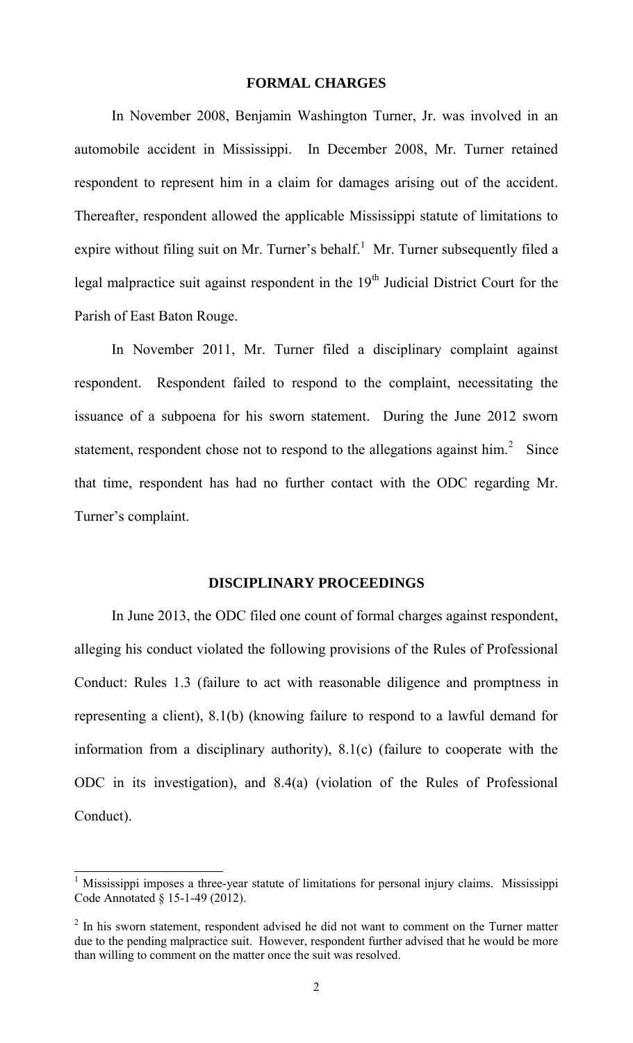## FORMAL CHARGES

In November 2008, Benjamin Washington Turner, Jr. was involved in an automobile accident in Mississippi. In December 2008, Mr. Turner retained respondent to represent him in a claim for damages arising out of the accident. Thereafter, respondent allowed the applicable Mississippi statute of limitations to expire without filing suit on Mr. Turner's behalf.[1] Mr. Turner subsequently filed a legal malpractice suit against respondent in the 19th Judicial District Court for the Parish of East Baton Rouge.

In November 2011, Mr. Turner filed a disciplinary complaint against respondent. Respondent failed to respond to the complaint, necessitating the issuance of a subpoena for his sworn statement. During the June 2012 sworn statement, respondent chose not to respond to the allegations against him.[2] Since that time, respondent has had no further contact with the ODC regarding Mr. Turner's complaint.

## DISCIPLINARY PROCEEDINGS

In June 2013, the ODC filed one count of formal charges against respondent, alleging his conduct violated the following provisions of the Rules of Professional Conduct: Rules 1.3 (failure to act with reasonable diligence and promptness in representing a client), 8.1(b) (knowing failure to respond to a lawful demand for information from a disciplinary authority), 8.1(c) (failure to cooperate with the ODC in its investigation), and 8.4(a) (violation of the Rules of Professional Conduct).

---

[1] Mississippi imposes a three-year statute of limitations for personal injury claims. Mississippi Code Annotated § 15-1-49 (2012).

[2] In his sworn statement, respondent advised he did not want to comment on the Turner matter due to the pending malpractice suit. However, respondent further advised that he would be more than willing to comment on the matter once the suit was resolved.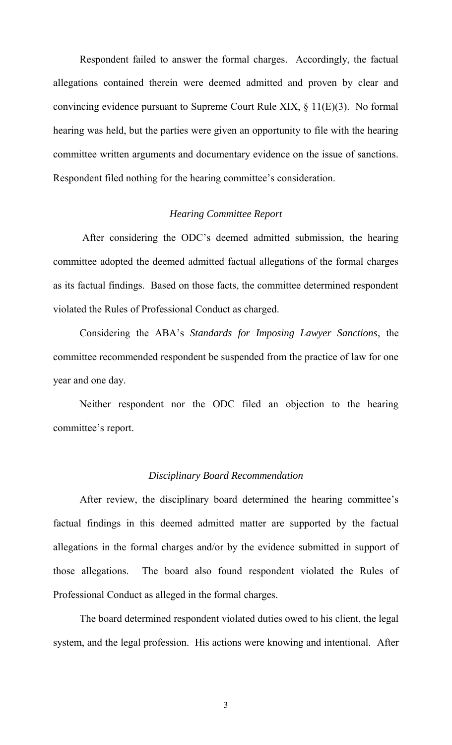Respondent failed to answer the formal charges. Accordingly, the factual allegations contained therein were deemed admitted and proven by clear and convincing evidence pursuant to Supreme Court Rule XIX, § 11(E)(3). No formal hearing was held, but the parties were given an opportunity to file with the hearing committee written arguments and documentary evidence on the issue of sanctions. Respondent filed nothing for the hearing committee's consideration.

### *Hearing Committee Report*

After considering the ODC's deemed admitted submission, the hearing committee adopted the deemed admitted factual allegations of the formal charges as its factual findings. Based on those facts, the committee determined respondent violated the Rules of Professional Conduct as charged.

Considering the ABA's *Standards for Imposing Lawyer Sanctions*, the committee recommended respondent be suspended from the practice of law for one year and one day.

Neither respondent nor the ODC filed an objection to the hearing committee's report.

### *Disciplinary Board Recommendation*

After review, the disciplinary board determined the hearing committee's factual findings in this deemed admitted matter are supported by the factual allegations in the formal charges and/or by the evidence submitted in support of those allegations. The board also found respondent violated the Rules of Professional Conduct as alleged in the formal charges.

The board determined respondent violated duties owed to his client, the legal system, and the legal profession. His actions were knowing and intentional. After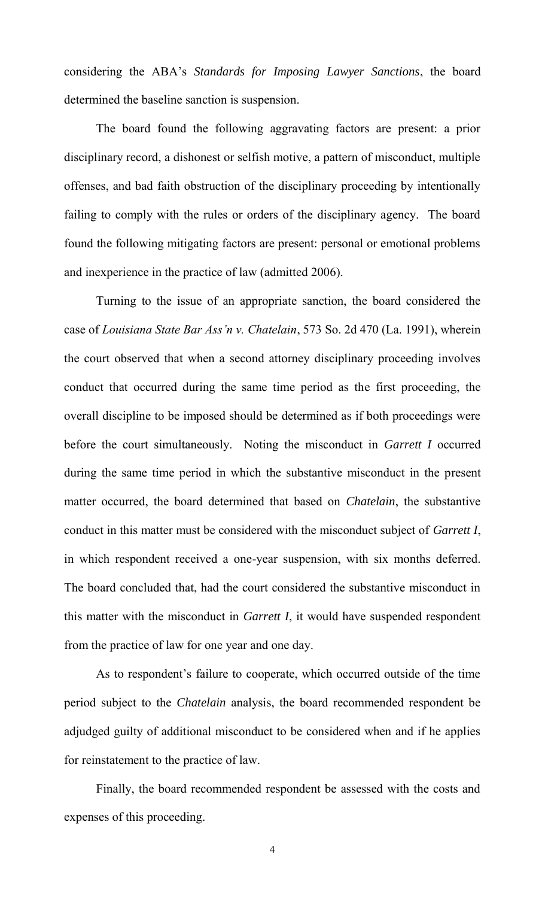considering the ABA's *Standards for Imposing Lawyer Sanctions*, the board determined the baseline sanction is suspension.

The board found the following aggravating factors are present: a prior disciplinary record, a dishonest or selfish motive, a pattern of misconduct, multiple offenses, and bad faith obstruction of the disciplinary proceeding by intentionally failing to comply with the rules or orders of the disciplinary agency. The board found the following mitigating factors are present: personal or emotional problems and inexperience in the practice of law (admitted 2006).

Turning to the issue of an appropriate sanction, the board considered the case of *Louisiana State Bar Ass'n v. Chatelain*, 573 So. 2d 470 (La. 1991), wherein the court observed that when a second attorney disciplinary proceeding involves conduct that occurred during the same time period as the first proceeding, the overall discipline to be imposed should be determined as if both proceedings were before the court simultaneously. Noting the misconduct in *Garrett I* occurred during the same time period in which the substantive misconduct in the present matter occurred, the board determined that based on *Chatelain*, the substantive conduct in this matter must be considered with the misconduct subject of *Garrett I*, in which respondent received a one-year suspension, with six months deferred. The board concluded that, had the court considered the substantive misconduct in this matter with the misconduct in *Garrett I*, it would have suspended respondent from the practice of law for one year and one day.

As to respondent's failure to cooperate, which occurred outside of the time period subject to the *Chatelain* analysis, the board recommended respondent be adjudged guilty of additional misconduct to be considered when and if he applies for reinstatement to the practice of law.

Finally, the board recommended respondent be assessed with the costs and expenses of this proceeding.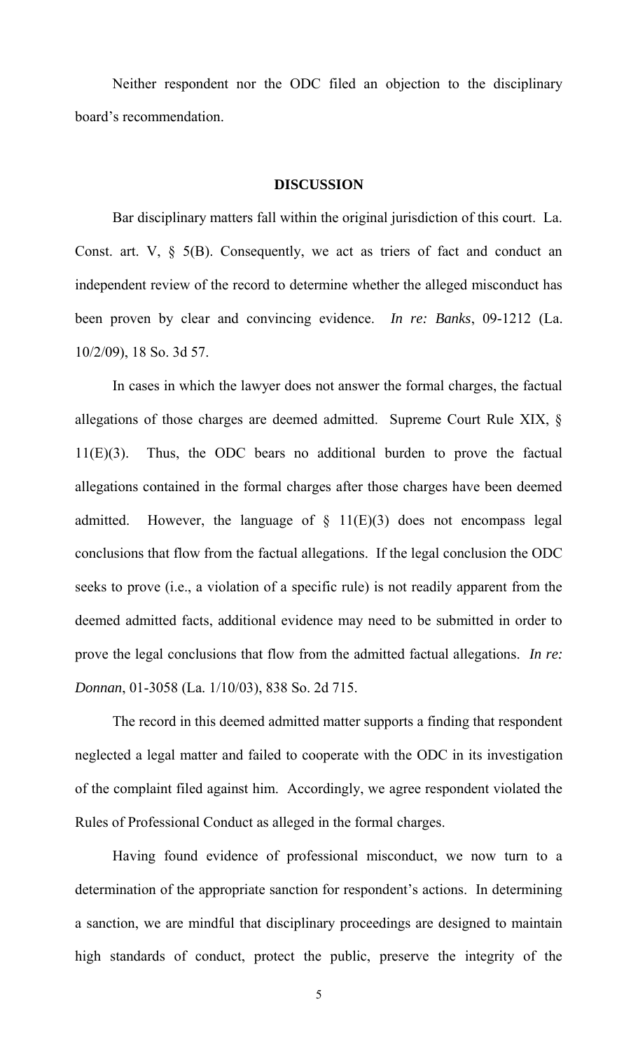Neither respondent nor the ODC filed an objection to the disciplinary board's recommendation.

## DISCUSSION

Bar disciplinary matters fall within the original jurisdiction of this court. La. Const. art. V, § 5(B). Consequently, we act as triers of fact and conduct an independent review of the record to determine whether the alleged misconduct has been proven by clear and convincing evidence. *In re: Banks*, 09-1212 (La. 10/2/09), 18 So. 3d 57.

In cases in which the lawyer does not answer the formal charges, the factual allegations of those charges are deemed admitted. Supreme Court Rule XIX, § 11(E)(3). Thus, the ODC bears no additional burden to prove the factual allegations contained in the formal charges after those charges have been deemed admitted. However, the language of § 11(E)(3) does not encompass legal conclusions that flow from the factual allegations. If the legal conclusion the ODC seeks to prove (i.e., a violation of a specific rule) is not readily apparent from the deemed admitted facts, additional evidence may need to be submitted in order to prove the legal conclusions that flow from the admitted factual allegations. *In re: Donnan*, 01-3058 (La. 1/10/03), 838 So. 2d 715.

The record in this deemed admitted matter supports a finding that respondent neglected a legal matter and failed to cooperate with the ODC in its investigation of the complaint filed against him. Accordingly, we agree respondent violated the Rules of Professional Conduct as alleged in the formal charges.

Having found evidence of professional misconduct, we now turn to a determination of the appropriate sanction for respondent's actions. In determining a sanction, we are mindful that disciplinary proceedings are designed to maintain high standards of conduct, protect the public, preserve the integrity of the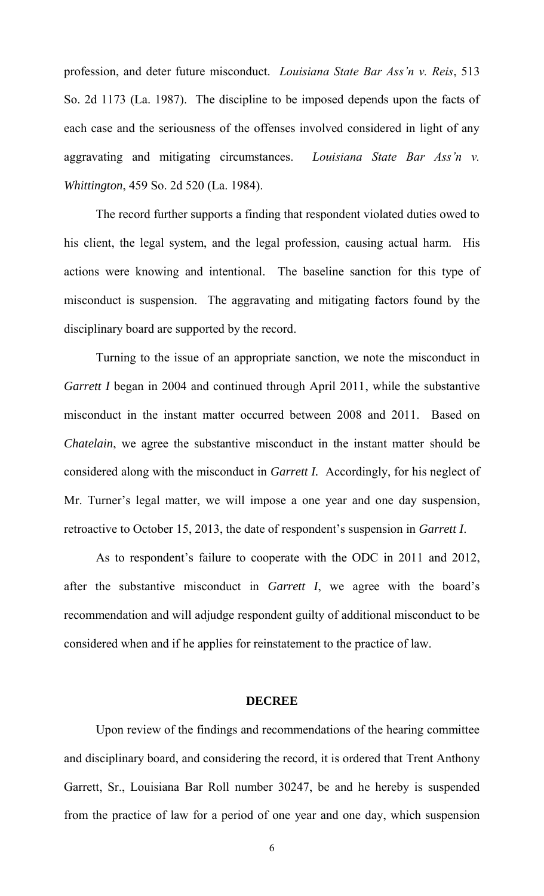profession, and deter future misconduct. *Louisiana State Bar Ass'n v. Reis*, 513 So. 2d 1173 (La. 1987). The discipline to be imposed depends upon the facts of each case and the seriousness of the offenses involved considered in light of any aggravating and mitigating circumstances. *Louisiana State Bar Ass'n v. Whittington*, 459 So. 2d 520 (La. 1984).

The record further supports a finding that respondent violated duties owed to his client, the legal system, and the legal profession, causing actual harm. His actions were knowing and intentional. The baseline sanction for this type of misconduct is suspension. The aggravating and mitigating factors found by the disciplinary board are supported by the record.

Turning to the issue of an appropriate sanction, we note the misconduct in *Garrett I* began in 2004 and continued through April 2011, while the substantive misconduct in the instant matter occurred between 2008 and 2011. Based on *Chatelain*, we agree the substantive misconduct in the instant matter should be considered along with the misconduct in *Garrett I.* Accordingly, for his neglect of Mr. Turner's legal matter, we will impose a one year and one day suspension, retroactive to October 15, 2013, the date of respondent's suspension in *Garrett I*.

As to respondent's failure to cooperate with the ODC in 2011 and 2012, after the substantive misconduct in *Garrett I*, we agree with the board's recommendation and will adjudge respondent guilty of additional misconduct to be considered when and if he applies for reinstatement to the practice of law.

## DECREE

Upon review of the findings and recommendations of the hearing committee and disciplinary board, and considering the record, it is ordered that Trent Anthony Garrett, Sr., Louisiana Bar Roll number 30247, be and he hereby is suspended from the practice of law for a period of one year and one day, which suspension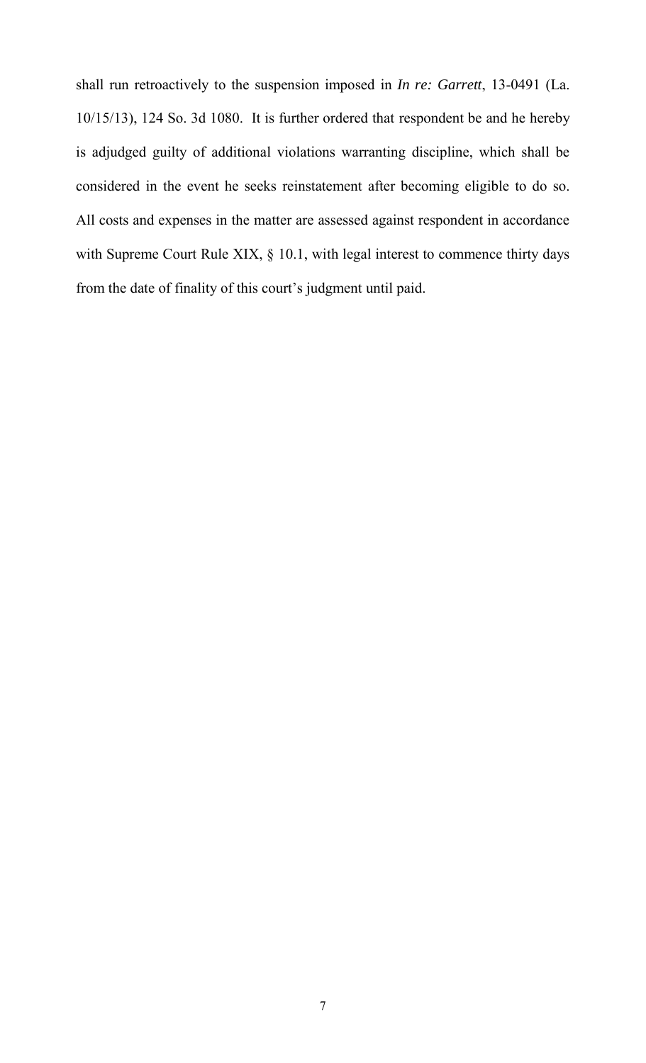shall run retroactively to the suspension imposed in *In re: Garrett*, 13-0491 (La. 10/15/13), 124 So. 3d 1080. It is further ordered that respondent be and he hereby is adjudged guilty of additional violations warranting discipline, which shall be considered in the event he seeks reinstatement after becoming eligible to do so. All costs and expenses in the matter are assessed against respondent in accordance with Supreme Court Rule XIX, § 10.1, with legal interest to commence thirty days from the date of finality of this court's judgment until paid.